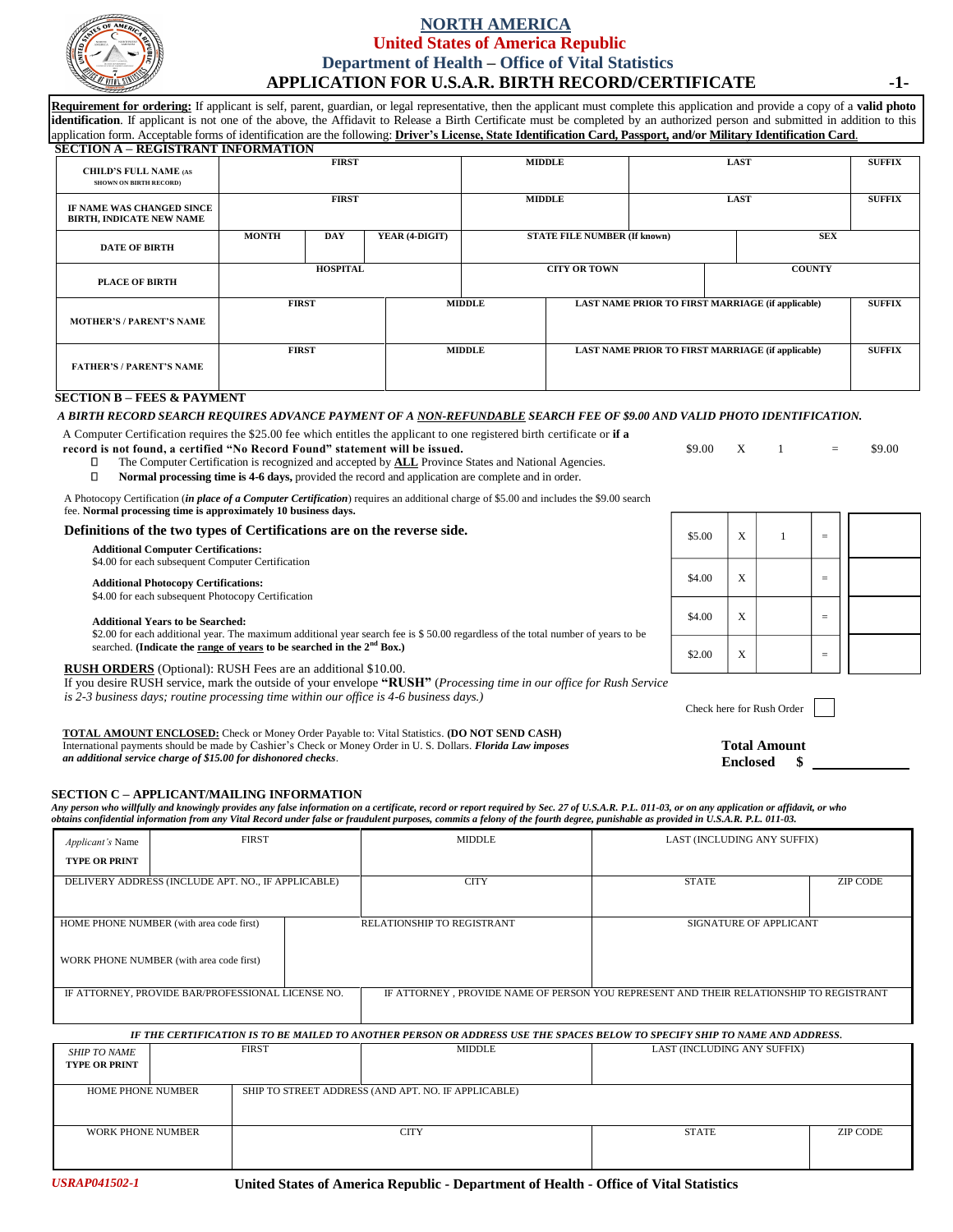# NORTH AMERICA

## United States of America Republic

## Department of Health – Office of Vital Statistics

## APPLICATION FOR U.S.A.R. BIRTH RECORD/CERTIFICATE

**Requirement for ordering:** If applicant is self, parent, guardian, or legal representative, then the applicant must complete this application and provide a copy of a **valid photo identification**. If applicant is not one of the above, the Affidavit to Release a Birth Certificate must be completed by an authorized person and submitted in addition to this application form. Acceptable forms of identification are the following: **Driver's License, State Identification Card, Passport, and/or Military Identification Card**.

### SECTION A – REGISTRANT INFORMATION

| | | | | | | |
|---|---|---|---|---|---|---|
| **CHILD'S FULL NAME** (AS SHOWN ON BIRTH RECORD) | **FIRST** | | **MIDDLE** | **LAST** | | **SUFFIX** |
| **IF NAME WAS CHANGED SINCE BIRTH, INDICATE NEW NAME** | **FIRST** | | **MIDDLE** | **LAST** | | **SUFFIX** |
| **DATE OF BIRTH** | **MONTH** | **DAY** | **YEAR (4-DIGIT)** | **STATE FILE NUMBER (If known)** | **SEX** | |
| **PLACE OF BIRTH** | **HOSPITAL** | | **CITY OR TOWN** | **COUNTY** | | |
| **MOTHER'S / PARENT'S NAME** | **FIRST** | **MIDDLE** | | **LAST NAME PRIOR TO FIRST MARRIAGE (if applicable)** | | **SUFFIX** |
| **FATHER'S / PARENT'S NAME** | **FIRST** | **MIDDLE** | | **LAST NAME PRIOR TO FIRST MARRIAGE (if applicable)** | | **SUFFIX** |

### SECTION B – FEES & PAYMENT

***A BIRTH RECORD SEARCH REQUIRES ADVANCE PAYMENT OF A NON-REFUNDABLE SEARCH FEE OF $9.00 AND VALID PHOTO IDENTIFICATION.***

A Computer Certification requires the $25.00 fee which entitles the applicant to one registered birth certificate or **if a record is not found, a certified "No Record Found" statement will be issued.** $9.00 X 1 = $9.00

- The Computer Certification is recognized and accepted by **ALL** Province States and National Agencies.
- **Normal processing time is 4-6 days,** provided the record and application are complete and in order.

A Photocopy Certification (***in place of a Computer Certification***) requires an additional charge of $5.00 and includes the $9.00 search fee. **Normal processing time is approximately 10 business days.**

**Definitions of the two types of Certifications are on the reverse side.**

**Additional Computer Certifications:**
$4.00 for each subsequent Computer Certification

**Additional Photocopy Certifications:**
$4.00 for each subsequent Photocopy Certification

**Additional Years to be Searched:**
$2.00 for each additional year. The maximum additional year search fee is $ 50.00 regardless of the total number of years to be searched. **(Indicate the range of years to be searched in the 2nd Box.)**

| Fee | | Qty | | Total |
|---|---|---|---|---|
| $5.00 | X | 1 | = | |
| $4.00 | X | | = | |
| $4.00 | X | | = | |
| $2.00 | X | | = | |

**RUSH ORDERS** (Optional): RUSH Fees are an additional $10.00.
If you desire RUSH service, mark the outside of your envelope **"RUSH"** (*Processing time in our office for Rush Service is 2-3 business days; routine processing time within our office is 4-6 business days.)*

Check here for Rush Order ☐

**TOTAL AMOUNT ENCLOSED:** Check or Money Order Payable to: Vital Statistics. **(DO NOT SEND CASH)**
International payments should be made by Cashier's Check or Money Order in U. S. Dollars. ***Florida Law imposes an additional service charge of $15.00 for dishonored checks***.

**Total Amount Enclosed $** ____________

### SECTION C – APPLICANT/MAILING INFORMATION

***Any person who willfully and knowingly provides any false information on a certificate, record or report required by Sec. 27 of U.S.A.R. P.L. 011-03, or on any application or affidavit, or who obtains confidential information from any Vital Record under false or fraudulent purposes, commits a felony of the fourth degree, punishable as provided in U.S.A.R. P.L. 011-03.***

| | | | | |
|---|---|---|---|---|
| *Applicant's* Name **TYPE OR PRINT** | FIRST | MIDDLE | LAST (INCLUDING ANY SUFFIX) | |
| DELIVERY ADDRESS (INCLUDE APT. NO., IF APPLICABLE) | | CITY | STATE | ZIP CODE |
| HOME PHONE NUMBER (with area code first) / WORK PHONE NUMBER (with area code first) | | RELATIONSHIP TO REGISTRANT | SIGNATURE OF APPLICANT | |
| IF ATTORNEY, PROVIDE BAR/PROFESSIONAL LICENSE NO. | | IF ATTORNEY , PROVIDE NAME OF PERSON YOU REPRESENT AND THEIR RELATIONSHIP TO REGISTRANT | | |

***IF THE CERTIFICATION IS TO BE MAILED TO ANOTHER PERSON OR ADDRESS USE THE SPACES BELOW TO SPECIFY SHIP TO NAME AND ADDRESS.***

| | | | | |
|---|---|---|---|---|
| *SHIP TO NAME* **TYPE OR PRINT** | FIRST | MIDDLE | LAST (INCLUDING ANY SUFFIX) | |
| HOME PHONE NUMBER | SHIP TO STREET ADDRESS (AND APT. NO. IF APPLICABLE) | | | |
| WORK PHONE NUMBER | CITY | | STATE | ZIP CODE |

*USRAP041502-1* **United States of America Republic - Department of Health - Office of Vital Statistics**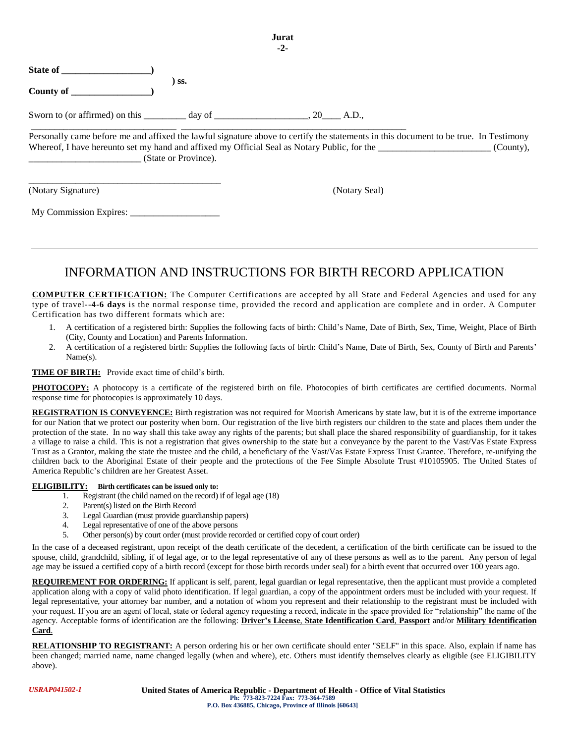**Jurat**

**-2-**

**State of ___________________)**

**) ss.**

**County of _________________)**

Sworn to (or affirmed) on this _________ day of ____________________, 20____ A.D.,

______________________________ _______________________________________________

Personally came before me and affixed the lawful signature above to certify the statements in this document to be true. In Testimony Whereof, I have hereunto set my hand and affixed my Official Seal as Notary Public, for the ________________________ (County), ________________________ (State or Province).

________________________________________

(Notary Signature) (Notary Seal)

My Commission Expires: ___________________

---

# INFORMATION AND INSTRUCTIONS FOR BIRTH RECORD APPLICATION

**COMPUTER CERTIFICATION:** The Computer Certifications are accepted by all State and Federal Agencies and used for any type of travel--**4-6 days** is the normal response time, provided the record and application are complete and in order. A Computer Certification has two different formats which are:

1. A certification of a registered birth: Supplies the following facts of birth: Child's Name, Date of Birth, Sex, Time, Weight, Place of Birth (City, County and Location) and Parents Information.
2. A certification of a registered birth: Supplies the following facts of birth: Child's Name, Date of Birth, Sex, County of Birth and Parents' Name(s).

**TIME OF BIRTH:** Provide exact time of child's birth.

**PHOTOCOPY:** A photocopy is a certificate of the registered birth on file. Photocopies of birth certificates are certified documents. Normal response time for photocopies is approximately 10 days.

**REGISTRATION IS CONVEYENCE:** Birth registration was not required for Moorish Americans by state law, but it is of the extreme importance for our Nation that we protect our posterity when born. Our registration of the live birth registers our children to the state and places them under the protection of the state. In no way shall this take away any rights of the parents; but shall place the shared responsibility of guardianship, for it takes a village to raise a child. This is not a registration that gives ownership to the state but a conveyance by the parent to the Vast/Vas Estate Express Trust as a Grantor, making the state the trustee and the child, a beneficiary of the Vast/Vas Estate Express Trust Grantee. Therefore, re-unifying the children back to the Aboriginal Estate of their people and the protections of the Fee Simple Absolute Trust #10105905. The United States of America Republic's children are her Greatest Asset.

**ELIGIBILITY:** **Birth certificates can be issued only to:**

1. Registrant (the child named on the record) if of legal age (18)
2. Parent(s) listed on the Birth Record
3. Legal Guardian (must provide guardianship papers)
4. Legal representative of one of the above persons
5. Other person(s) by court order (must provide recorded or certified copy of court order)

In the case of a deceased registrant, upon receipt of the death certificate of the decedent, a certification of the birth certificate can be issued to the spouse, child, grandchild, sibling, if of legal age, or to the legal representative of any of these persons as well as to the parent. Any person of legal age may be issued a certified copy of a birth record (except for those birth records under seal) for a birth event that occurred over 100 years ago.

**REQUIREMENT FOR ORDERING:** If applicant is self, parent, legal guardian or legal representative, then the applicant must provide a completed application along with a copy of valid photo identification. If legal guardian, a copy of the appointment orders must be included with your request. If legal representative, your attorney bar number, and a notation of whom you represent and their relationship to the registrant must be included with your request. If you are an agent of local, state or federal agency requesting a record, indicate in the space provided for "relationship" the name of the agency. Acceptable forms of identification are the following: **Driver's License**, **State Identification Card**, **Passport** and/or **Military Identification Card**.

**RELATIONSHIP TO REGISTRANT:** A person ordering his or her own certificate should enter "SELF" in this space. Also, explain if name has been changed; married name, name changed legally (when and where), etc. Others must identify themselves clearly as eligible (see ELIGIBILITY above).

*USRAP041502-1*

**United States of America Republic - Department of Health - Office of Vital Statistics**
**Ph: 773-823-7224 Fax: 773-364-7589**
**P.O. Box 436885, Chicago, Province of Illinois [60643]**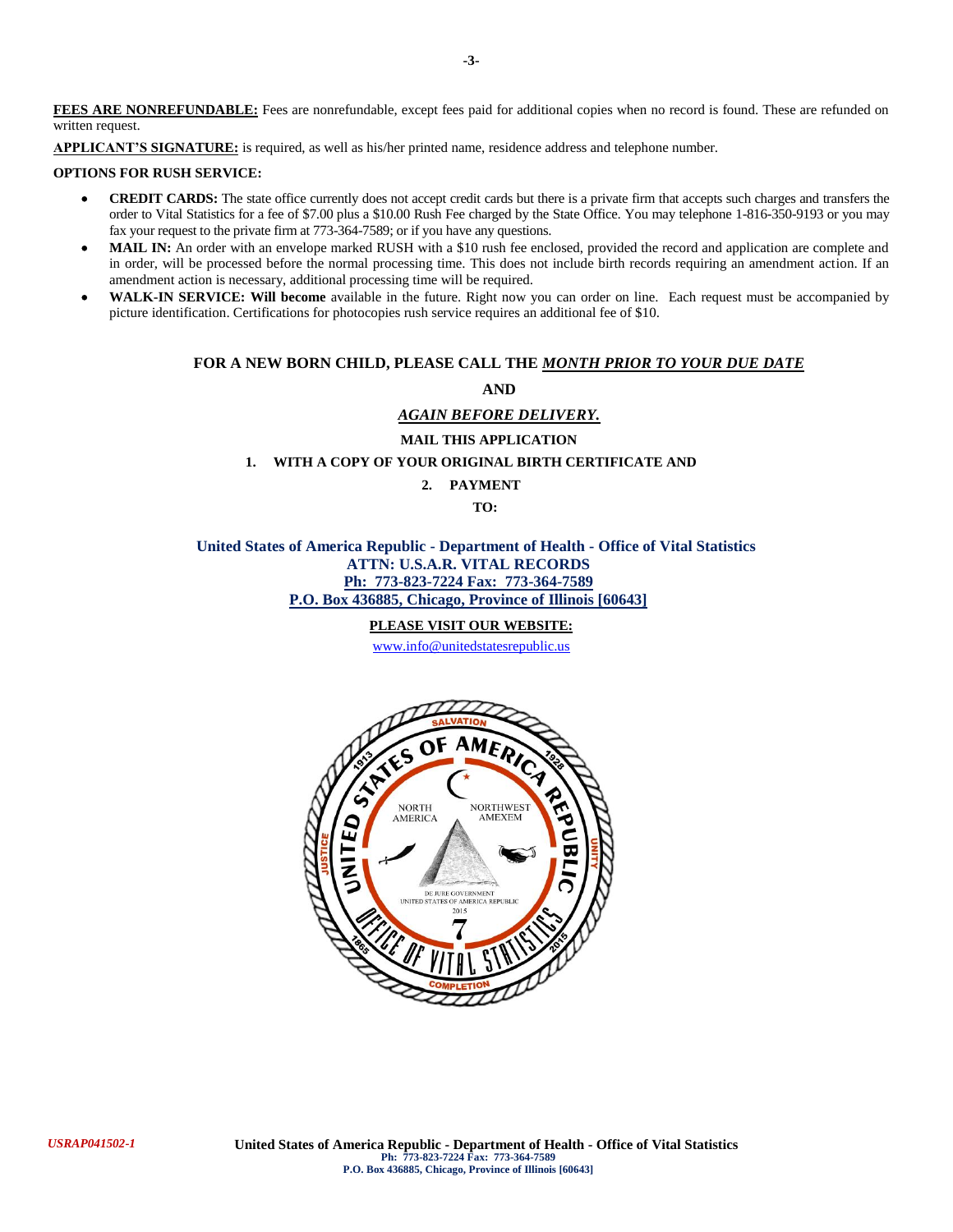**FEES ARE NONREFUNDABLE:** Fees are nonrefundable, except fees paid for additional copies when no record is found. These are refunded on written request.

**APPLICANT'S SIGNATURE:** is required, as well as his/her printed name, residence address and telephone number.

**OPTIONS FOR RUSH SERVICE:**

- **CREDIT CARDS:** The state office currently does not accept credit cards but there is a private firm that accepts such charges and transfers the order to Vital Statistics for a fee of $7.00 plus a $10.00 Rush Fee charged by the State Office. You may telephone 1-816-350-9193 or you may fax your request to the private firm at 773-364-7589; or if you have any questions.
- **MAIL IN:** An order with an envelope marked RUSH with a $10 rush fee enclosed, provided the record and application are complete and in order, will be processed before the normal processing time. This does not include birth records requiring an amendment action. If an amendment action is necessary, additional processing time will be required.
- **WALK-IN SERVICE: Will become** available in the future. Right now you can order on line. Each request must be accompanied by picture identification. Certifications for photocopies rush service requires an additional fee of $10.

**FOR A NEW BORN CHILD, PLEASE CALL THE *MONTH PRIOR TO YOUR DUE DATE***

**AND**

***AGAIN BEFORE DELIVERY.***

**MAIL THIS APPLICATION**

1. **WITH A COPY OF YOUR ORIGINAL BIRTH CERTIFICATE AND**
2. **PAYMENT**

**TO:**

**United States of America Republic - Department of Health - Office of Vital Statistics**
**ATTN: U.S.A.R. VITAL RECORDS**
**Ph: 773-823-7224 Fax: 773-364-7589**
**P.O. Box 436885, Chicago, Province of Illinois [60643]**

**PLEASE VISIT OUR WEBSITE:**

www.info@unitedstatesrepublic.us

SALVATION
UNITED STATES OF AMERICA REPUBLIC
1913 1928
NORTH AMERICA NORTHWEST AMEXEM
JUSTICE UNITY
DE JURE GOVERNMENT
UNITED STATES OF AMERICA REPUBLIC
2015
7
1865 2015
OFFICE OF VITAL STATISTICS
COMPLETION

*USRAP041502-1*